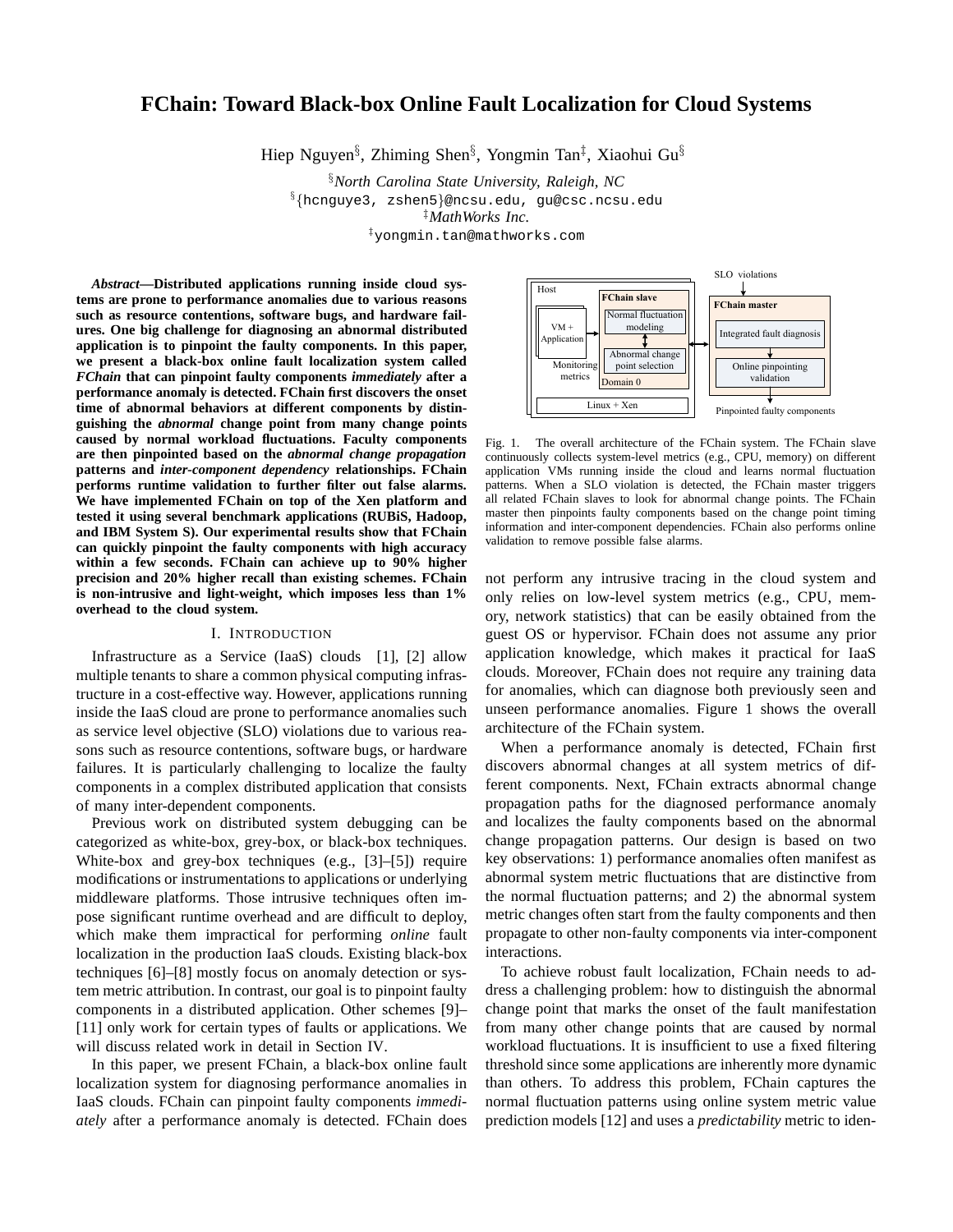# FChain: Toward Black-box Online Fault Localization for Cloud Systems

Hiep Nguyen[§], Zhiming Shen[§], Yongmin Tan[‡], Xiaohui Gu[§]

[§]*North Carolina State University, Raleigh, NC*
[§]{hcnguye3, zshen5}@ncsu.edu, gu@csc.ncsu.edu
[‡]*MathWorks Inc.*
[‡]yongmin.tan@mathworks.com

***Abstract*—Distributed applications running inside cloud systems are prone to performance anomalies due to various reasons such as resource contentions, software bugs, and hardware failures. One big challenge for diagnosing an abnormal distributed application is to pinpoint the faulty components. In this paper, we present a black-box online fault localization system called *FChain* that can pinpoint faulty components *immediately* after a performance anomaly is detected. FChain first discovers the onset time of abnormal behaviors at different components by distinguishing the *abnormal* change point from many change points caused by normal workload fluctuations. Faculty components are then pinpointed based on the *abnormal change propagation* patterns and *inter-component dependency* relationships. FChain performs runtime validation to further filter out false alarms. We have implemented FChain on top of the Xen platform and tested it using several benchmark applications (RUBiS, Hadoop, and IBM System S). Our experimental results show that FChain can quickly pinpoint the faulty components with high accuracy within a few seconds. FChain can achieve up to 90% higher precision and 20% higher recall than existing schemes. FChain is non-intrusive and light-weight, which imposes less than 1% overhead to the cloud system.**

## I. Introduction

Infrastructure as a Service (IaaS) clouds [1], [2] allow multiple tenants to share a common physical computing infrastructure in a cost-effective way. However, applications running inside the IaaS cloud are prone to performance anomalies such as service level objective (SLO) violations due to various reasons such as resource contentions, software bugs, or hardware failures. It is particularly challenging to localize the faulty components in a complex distributed application that consists of many inter-dependent components.

Previous work on distributed system debugging can be categorized as white-box, grey-box, or black-box techniques. White-box and grey-box techniques (e.g., [3]–[5]) require modifications or instrumentations to applications or underlying middleware platforms. Those intrusive techniques often impose significant runtime overhead and are difficult to deploy, which make them impractical for performing *online* fault localization in the production IaaS clouds. Existing black-box techniques [6]–[8] mostly focus on anomaly detection or system metric attribution. In contrast, our goal is to pinpoint faulty components in a distributed application. Other schemes [9]–[11] only work for certain types of faults or applications. We will discuss related work in detail in Section IV.

In this paper, we present FChain, a black-box online fault localization system for diagnosing performance anomalies in IaaS clouds. FChain can pinpoint faulty components *immediately* after a performance anomaly is detected. FChain does not perform any intrusive tracing in the cloud system and only relies on low-level system metrics (e.g., CPU, memory, network statistics) that can be easily obtained from the guest OS or hypervisor. FChain does not assume any prior application knowledge, which makes it practical for IaaS clouds. Moreover, FChain does not require any training data for anomalies, which can diagnose both previously seen and unseen performance anomalies. Figure 1 shows the overall architecture of the FChain system.

Host
VM + Application
Monitoring metrics
FChain slave
Normal fluctuation modeling
Abnormal change point selection
Domain 0
Linux + Xen
SLO violations
FChain master
Integrated fault diagnosis
Online pinpointing validation
Pinpointed faulty components

Fig. 1. The overall architecture of the FChain system. The FChain slave continuously collects system-level metrics (e.g., CPU, memory) on different application VMs running inside the cloud and learns normal fluctuation patterns. When a SLO violation is detected, the FChain master triggers all related FChain slaves to look for abnormal change points. The FChain master then pinpoints faulty components based on the change point timing information and inter-component dependencies. FChain also performs online validation to remove possible false alarms.

When a performance anomaly is detected, FChain first discovers abnormal changes at all system metrics of different components. Next, FChain extracts abnormal change propagation paths for the diagnosed performance anomaly and localizes the faulty components based on the abnormal change propagation patterns. Our design is based on two key observations: 1) performance anomalies often manifest as abnormal system metric fluctuations that are distinctive from the normal fluctuation patterns; and 2) the abnormal system metric changes often start from the faulty components and then propagate to other non-faulty components via inter-component interactions.

To achieve robust fault localization, FChain needs to address a challenging problem: how to distinguish the abnormal change point that marks the onset of the fault manifestation from many other change points that are caused by normal workload fluctuations. It is insufficient to use a fixed filtering threshold since some applications are inherently more dynamic than others. To address this problem, FChain captures the normal fluctuation patterns using online system metric value prediction models [12] and uses a *predictability* metric to iden-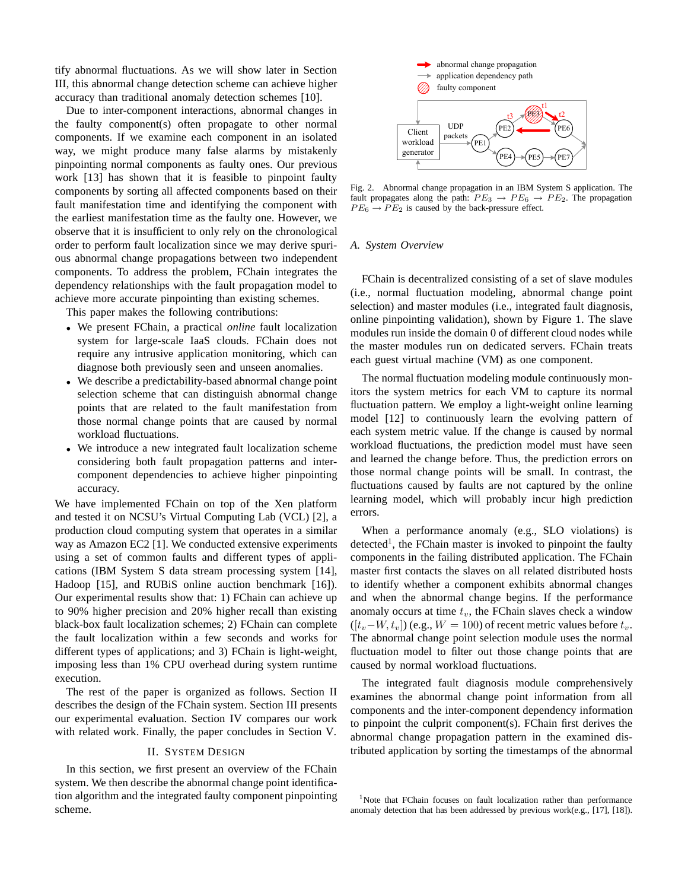tify abnormal fluctuations. As we will show later in Section III, this abnormal change detection scheme can achieve higher accuracy than traditional anomaly detection schemes [10].

Due to inter-component interactions, abnormal changes in the faulty component(s) often propagate to other normal components. If we examine each component in an isolated way, we might produce many false alarms by mistakenly pinpointing normal components as faulty ones. Our previous work [13] has shown that it is feasible to pinpoint faulty components by sorting all affected components based on their fault manifestation time and identifying the component with the earliest manifestation time as the faulty one. However, we observe that it is insufficient to only rely on the chronological order to perform fault localization since we may derive spurious abnormal change propagations between two independent components. To address the problem, FChain integrates the dependency relationships with the fault propagation model to achieve more accurate pinpointing than existing schemes.

This paper makes the following contributions:

- We present FChain, a practical *online* fault localization system for large-scale IaaS clouds. FChain does not require any intrusive application monitoring, which can diagnose both previously seen and unseen anomalies.
- We describe a predictability-based abnormal change point selection scheme that can distinguish abnormal change points that are related to the fault manifestation from those normal change points that are caused by normal workload fluctuations.
- We introduce a new integrated fault localization scheme considering both fault propagation patterns and inter-component dependencies to achieve higher pinpointing accuracy.

We have implemented FChain on top of the Xen platform and tested it on NCSU's Virtual Computing Lab (VCL) [2], a production cloud computing system that operates in a similar way as Amazon EC2 [1]. We conducted extensive experiments using a set of common faults and different types of applications (IBM System S data stream processing system [14], Hadoop [15], and RUBiS online auction benchmark [16]). Our experimental results show that: 1) FChain can achieve up to 90% higher precision and 20% higher recall than existing black-box fault localization schemes; 2) FChain can complete the fault localization within a few seconds and works for different types of applications; and 3) FChain is light-weight, imposing less than 1% CPU overhead during system runtime execution.

The rest of the paper is organized as follows. Section II describes the design of the FChain system. Section III presents our experimental evaluation. Section IV compares our work with related work. Finally, the paper concludes in Section V.

## II. System Design

In this section, we first present an overview of the FChain system. We then describe the abnormal change point identification algorithm and the integrated faulty component pinpointing scheme.

abnormal change propagation
application dependency path
faulty component
Client workload generator
UDP packets
PE1
PE2
PE3
PE4
PE5
PE6
PE7
t1
t2
t3

Fig. 2. Abnormal change propagation in an IBM System S application. The fault propagates along the path: $PE_3 \rightarrow PE_6 \rightarrow PE_2$. The propagation $PE_6 \rightarrow PE_2$ is caused by the back-pressure effect.

### A. System Overview

FChain is decentralized consisting of a set of slave modules (i.e., normal fluctuation modeling, abnormal change point selection) and master modules (i.e., integrated fault diagnosis, online pinpointing validation), shown by Figure 1. The slave modules run inside the domain 0 of different cloud nodes while the master modules run on dedicated servers. FChain treats each guest virtual machine (VM) as one component.

The normal fluctuation modeling module continuously monitors the system metrics for each VM to capture its normal fluctuation pattern. We employ a light-weight online learning model [12] to continuously learn the evolving pattern of each system metric value. If the change is caused by normal workload fluctuations, the prediction model must have seen and learned the change before. Thus, the prediction errors on those normal change points will be small. In contrast, the fluctuations caused by faults are not captured by the online learning model, which will probably incur high prediction errors.

When a performance anomaly (e.g., SLO violations) is detected[1], the FChain master is invoked to pinpoint the faulty components in the failing distributed application. The FChain master first contacts the slaves on all related distributed hosts to identify whether a component exhibits abnormal changes and when the abnormal change begins. If the performance anomaly occurs at time $t_v$, the FChain slaves check a window ($[t_v - W, t_v]$) (e.g., $W = 100$) of recent metric values before $t_v$. The abnormal change point selection module uses the normal fluctuation model to filter out those change points that are caused by normal workload fluctuations.

The integrated fault diagnosis module comprehensively examines the abnormal change point information from all components and the inter-component dependency information to pinpoint the culprit component(s). FChain first derives the abnormal change propagation pattern in the examined distributed application by sorting the timestamps of the abnormal

[1]Note that FChain focuses on fault localization rather than performance anomaly detection that has been addressed by previous work(e.g., [17], [18]).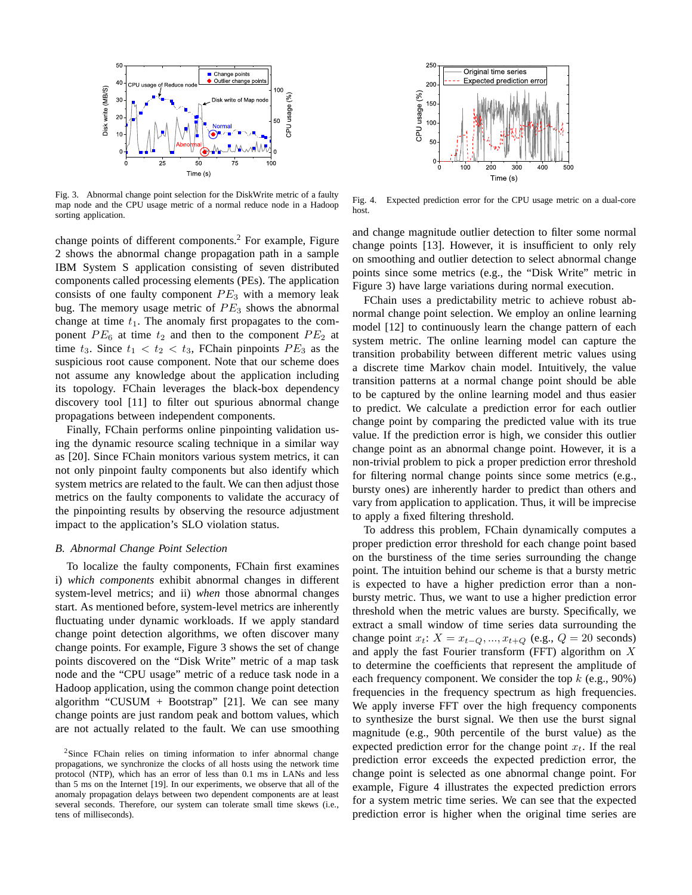50
40
30
20
10
0
Disk write (MB/S)
CPU usage of Reduce node
Change points
Outlier change points
Disk write of Map node
Normal
Abnormal
100
50
0
CPU usage (%)
0 25 50 75 100
Time (s)

Fig. 3. Abnormal change point selection for the DiskWrite metric of a faulty map node and the CPU usage metric of a normal reduce node in a Hadoop sorting application.

250
200
150
100
50
0
CPU usage (%)
Original time series
Expected prediction error
0 100 200 300 400 500
Time (s)

Fig. 4. Expected prediction error for the CPU usage metric on a dual-core host.

change points of different components.[2] For example, Figure 2 shows the abnormal change propagation path in a sample IBM System S application consisting of seven distributed components called processing elements (PEs). The application consists of one faulty component $PE_3$ with a memory leak bug. The memory usage metric of $PE_3$ shows the abnormal change at time $t_1$. The anomaly first propagates to the component $PE_6$ at time $t_2$ and then to the component $PE_2$ at time $t_3$. Since $t_1 < t_2 < t_3$, FChain pinpoints $PE_3$ as the suspicious root cause component. Note that our scheme does not assume any knowledge about the application including its topology. FChain leverages the black-box dependency discovery tool [11] to filter out spurious abnormal change propagations between independent components.

Finally, FChain performs online pinpointing validation using the dynamic resource scaling technique in a similar way as [20]. Since FChain monitors various system metrics, it can not only pinpoint faulty components but also identify which system metrics are related to the fault. We can then adjust those metrics on the faulty components to validate the accuracy of the pinpointing results by observing the resource adjustment impact to the application's SLO violation status.

### *B. Abnormal Change Point Selection*

To localize the faulty components, FChain first examines i) *which components* exhibit abnormal changes in different system-level metrics; and ii) *when* those abnormal changes start. As mentioned before, system-level metrics are inherently fluctuating under dynamic workloads. If we apply standard change point detection algorithms, we often discover many change points. For example, Figure 3 shows the set of change points discovered on the "Disk Write" metric of a map task node and the "CPU usage" metric of a reduce task node in a Hadoop application, using the common change point detection algorithm "CUSUM + Bootstrap" [21]. We can see many change points are just random peak and bottom values, which are not actually related to the fault. We can use smoothing and change magnitude outlier detection to filter some normal change points [13]. However, it is insufficient to only rely on smoothing and outlier detection to select abnormal change points since some metrics (e.g., the "Disk Write" metric in Figure 3) have large variations during normal execution.

FChain uses a predictability metric to achieve robust abnormal change point selection. We employ an online learning model [12] to continuously learn the change pattern of each system metric. The online learning model can capture the transition probability between different metric values using a discrete time Markov chain model. Intuitively, the value transition patterns at a normal change point should be able to be captured by the online learning model and thus easier to predict. We calculate a prediction error for each outlier change point by comparing the predicted value with its true value. If the prediction error is high, we consider this outlier change point as an abnormal change point. However, it is a non-trivial problem to pick a proper prediction error threshold for filtering normal change points since some metrics (e.g., bursty ones) are inherently harder to predict than others and vary from application to application. Thus, it will be imprecise to apply a fixed filtering threshold.

To address this problem, FChain dynamically computes a proper prediction error threshold for each change point based on the burstiness of the time series surrounding the change point. The intuition behind our scheme is that a bursty metric is expected to have a higher prediction error than a non-bursty metric. Thus, we want to use a higher prediction error threshold when the metric values are bursty. Specifically, we extract a small window of time series data surrounding the change point $x_t$: $X = x_{t-Q}, ..., x_{t+Q}$ (e.g., $Q = 20$ seconds) and apply the fast Fourier transform (FFT) algorithm on $X$ to determine the coefficients that represent the amplitude of each frequency component. We consider the top $k$ (e.g., 90%) frequencies in the frequency spectrum as high frequencies. We apply inverse FFT over the high frequency components to synthesize the burst signal. We then use the burst signal magnitude (e.g., 90th percentile of the burst value) as the expected prediction error for the change point $x_t$. If the real prediction error exceeds the expected prediction error, the change point is selected as one abnormal change point. For example, Figure 4 illustrates the expected prediction errors for a system metric time series. We can see that the expected prediction error is higher when the original time series are

[2]Since FChain relies on timing information to infer abnormal change propagations, we synchronize the clocks of all hosts using the network time protocol (NTP), which has an error of less than 0.1 ms in LANs and less than 5 ms on the Internet [19]. In our experiments, we observe that all of the anomaly propagation delays between two dependent components are at least several seconds. Therefore, our system can tolerate small time skews (i.e., tens of milliseconds).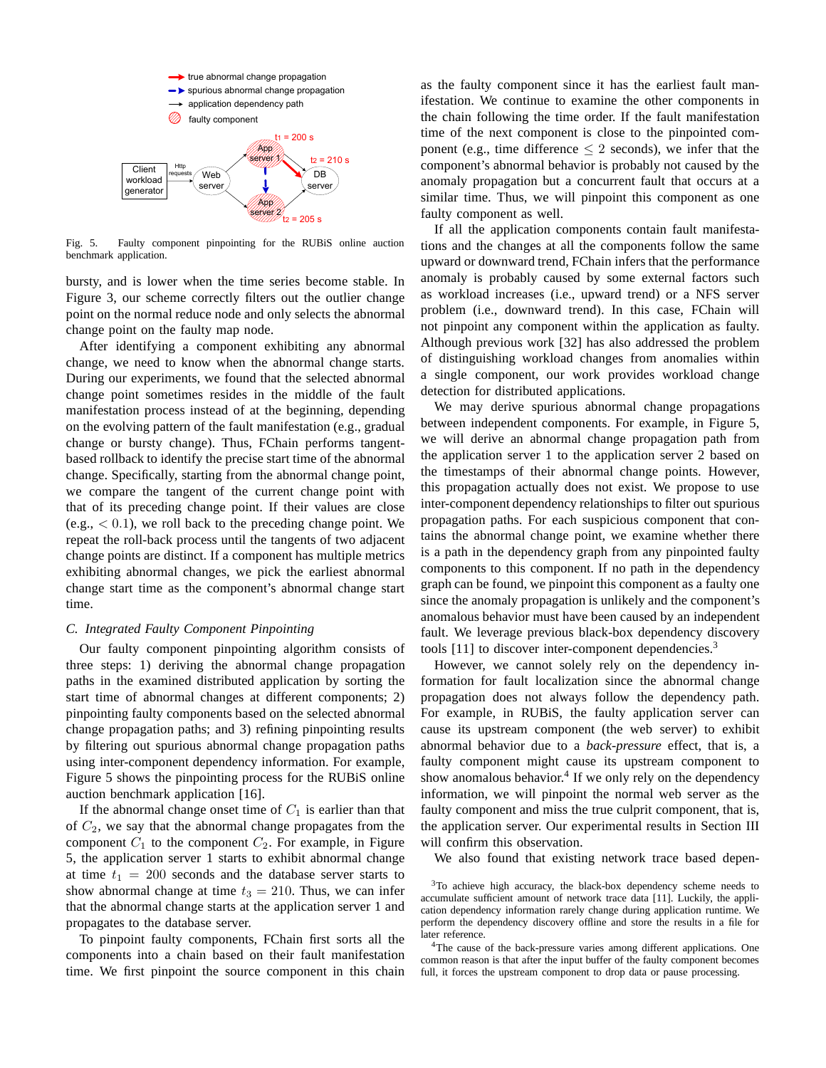true abnormal change propagation
spurious abnormal change propagation
application dependency path
faulty component

Client workload generator
Http requests
Web server
App server 1
App server 2
DB server
t1 = 200 s
t2 = 210 s
t2 = 205 s

Fig. 5. Faulty component pinpointing for the RUBiS online auction benchmark application.

bursty, and is lower when the time series become stable. In Figure 3, our scheme correctly filters out the outlier change point on the normal reduce node and only selects the abnormal change point on the faulty map node.

After identifying a component exhibiting any abnormal change, we need to know when the abnormal change starts. During our experiments, we found that the selected abnormal change point sometimes resides in the middle of the fault manifestation process instead of at the beginning, depending on the evolving pattern of the fault manifestation (e.g., gradual change or bursty change). Thus, FChain performs tangent-based rollback to identify the precise start time of the abnormal change. Specifically, starting from the abnormal change point, we compare the tangent of the current change point with that of its preceding change point. If their values are close (e.g., $< 0.1$), we roll back to the preceding change point. We repeat the roll-back process until the tangents of two adjacent change points are distinct. If a component has multiple metrics exhibiting abnormal changes, we pick the earliest abnormal change start time as the component's abnormal change start time.

### *C. Integrated Faulty Component Pinpointing*

Our faulty component pinpointing algorithm consists of three steps: 1) deriving the abnormal change propagation paths in the examined distributed application by sorting the start time of abnormal changes at different components; 2) pinpointing faulty components based on the selected abnormal change propagation paths; and 3) refining pinpointing results by filtering out spurious abnormal change propagation paths using inter-component dependency information. For example, Figure 5 shows the pinpointing process for the RUBiS online auction benchmark application [16].

If the abnormal change onset time of $C_1$ is earlier than that of $C_2$, we say that the abnormal change propagates from the component $C_1$ to the component $C_2$. For example, in Figure 5, the application server 1 starts to exhibit abnormal change at time $t_1 = 200$ seconds and the database server starts to show abnormal change at time $t_3 = 210$. Thus, we can infer that the abnormal change starts at the application server 1 and propagates to the database server.

To pinpoint faulty components, FChain first sorts all the components into a chain based on their fault manifestation time. We first pinpoint the source component in this chain as the faulty component since it has the earliest fault manifestation. We continue to examine the other components in the chain following the time order. If the fault manifestation time of the next component is close to the pinpointed component (e.g., time difference $\leq 2$ seconds), we infer that the component's abnormal behavior is probably not caused by the anomaly propagation but a concurrent fault that occurs at a similar time. Thus, we will pinpoint this component as one faulty component as well.

If all the application components contain fault manifestations and the changes at all the components follow the same upward or downward trend, FChain infers that the performance anomaly is probably caused by some external factors such as workload increases (i.e., upward trend) or a NFS server problem (i.e., downward trend). In this case, FChain will not pinpoint any component within the application as faulty. Although previous work [32] has also addressed the problem of distinguishing workload changes from anomalies within a single component, our work provides workload change detection for distributed applications.

We may derive spurious abnormal change propagations between independent components. For example, in Figure 5, we will derive an abnormal change propagation path from the application server 1 to the application server 2 based on the timestamps of their abnormal change points. However, this propagation actually does not exist. We propose to use inter-component dependency relationships to filter out spurious propagation paths. For each suspicious component that contains the abnormal change point, we examine whether there is a path in the dependency graph from any pinpointed faulty components to this component. If no path in the dependency graph can be found, we pinpoint this component as a faulty one since the anomaly propagation is unlikely and the component's anomalous behavior must have been caused by an independent fault. We leverage previous black-box dependency discovery tools [11] to discover inter-component dependencies.[3]

However, we cannot solely rely on the dependency information for fault localization since the abnormal change propagation does not always follow the dependency path. For example, in RUBiS, the faulty application server can cause its upstream component (the web server) to exhibit abnormal behavior due to a *back-pressure* effect, that is, a faulty component might cause its upstream component to show anomalous behavior.[4] If we only rely on the dependency information, we will pinpoint the normal web server as the faulty component and miss the true culprit component, that is, the application server. Our experimental results in Section III will confirm this observation.

We also found that existing network trace based depen-

[3]To achieve high accuracy, the black-box dependency scheme needs to accumulate sufficient amount of network trace data [11]. Luckily, the application dependency information rarely change during application runtime. We perform the dependency discovery offline and store the results in a file for later reference.

[4]The cause of the back-pressure varies among different applications. One common reason is that after the input buffer of the faulty component becomes full, it forces the upstream component to drop data or pause processing.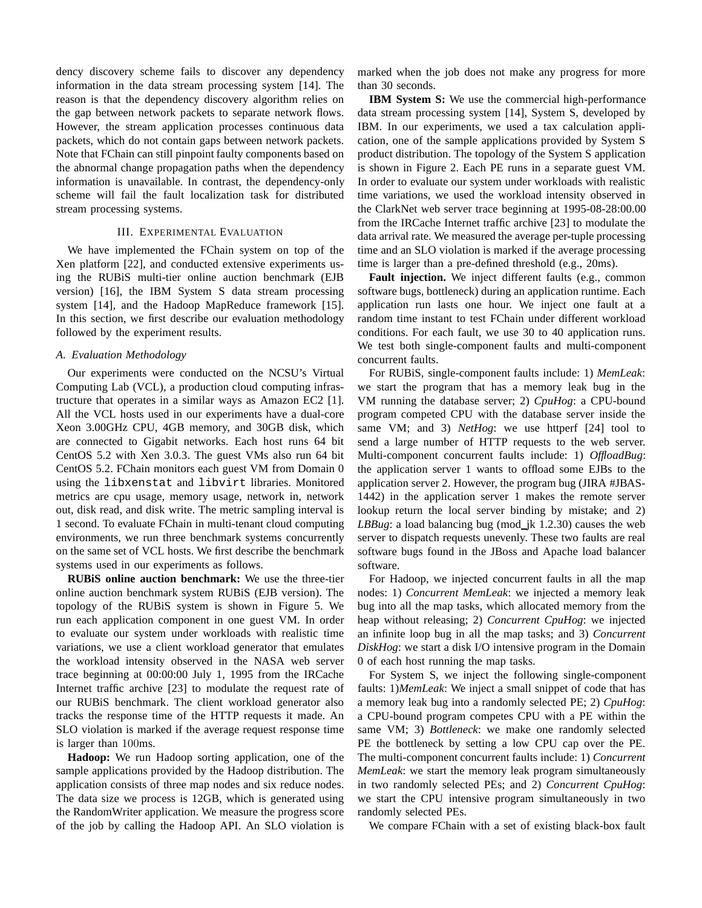dency discovery scheme fails to discover any dependency information in the data stream processing system [14]. The reason is that the dependency discovery algorithm relies on the gap between network packets to separate network flows. However, the stream application processes continuous data packets, which do not contain gaps between network packets. Note that FChain can still pinpoint faulty components based on the abnormal change propagation paths when the dependency information is unavailable. In contrast, the dependency-only scheme will fail the fault localization task for distributed stream processing systems.

## III. Experimental Evaluation

We have implemented the FChain system on top of the Xen platform [22], and conducted extensive experiments using the RUBiS multi-tier online auction benchmark (EJB version) [16], the IBM System S data stream processing system [14], and the Hadoop MapReduce framework [15]. In this section, we first describe our evaluation methodology followed by the experiment results.

### A. Evaluation Methodology

Our experiments were conducted on the NCSU's Virtual Computing Lab (VCL), a production cloud computing infrastructure that operates in a similar ways as Amazon EC2 [1]. All the VCL hosts used in our experiments have a dual-core Xeon 3.00GHz CPU, 4GB memory, and 30GB disk, which are connected to Gigabit networks. Each host runs 64 bit CentOS 5.2 with Xen 3.0.3. The guest VMs also run 64 bit CentOS 5.2. FChain monitors each guest VM from Domain 0 using the `libxenstat` and `libvirt` libraries. Monitored metrics are cpu usage, memory usage, network in, network out, disk read, and disk write. The metric sampling interval is 1 second. To evaluate FChain in multi-tenant cloud computing environments, we run three benchmark systems concurrently on the same set of VCL hosts. We first describe the benchmark systems used in our experiments as follows.

**RUBiS online auction benchmark:** We use the three-tier online auction benchmark system RUBiS (EJB version). The topology of the RUBiS system is shown in Figure 5. We run each application component in one guest VM. In order to evaluate our system under workloads with realistic time variations, we use a client workload generator that emulates the workload intensity observed in the NASA web server trace beginning at 00:00:00 July 1, 1995 from the IRCache Internet traffic archive [23] to modulate the request rate of our RUBiS benchmark. The client workload generator also tracks the response time of the HTTP requests it made. An SLO violation is marked if the average request response time is larger than 100ms.

**Hadoop:** We run Hadoop sorting application, one of the sample applications provided by the Hadoop distribution. The application consists of three map nodes and six reduce nodes. The data size we process is 12GB, which is generated using the RandomWriter application. We measure the progress score of the job by calling the Hadoop API. An SLO violation is marked when the job does not make any progress for more than 30 seconds.

**IBM System S:** We use the commercial high-performance data stream processing system [14], System S, developed by IBM. In our experiments, we used a tax calculation application, one of the sample applications provided by System S product distribution. The topology of the System S application is shown in Figure 2. Each PE runs in a separate guest VM. In order to evaluate our system under workloads with realistic time variations, we used the workload intensity observed in the ClarkNet web server trace beginning at 1995-08-28:00.00 from the IRCache Internet traffic archive [23] to modulate the data arrival rate. We measured the average per-tuple processing time and an SLO violation is marked if the average processing time is larger than a pre-defined threshold (e.g., 20ms).

**Fault injection.** We inject different faults (e.g., common software bugs, bottleneck) during an application runtime. Each application run lasts one hour. We inject one fault at a random time instant to test FChain under different workload conditions. For each fault, we use 30 to 40 application runs. We test both single-component faults and multi-component concurrent faults.

For RUBiS, single-component faults include: 1) *MemLeak*: we start the program that has a memory leak bug in the VM running the database server; 2) *CpuHog*: a CPU-bound program competed CPU with the database server inside the same VM; and 3) *NetHog*: we use httperf [24] tool to send a large number of HTTP requests to the web server. Multi-component concurrent faults include: 1) *OffloadBug*: the application server 1 wants to offload some EJBs to the application server 2. However, the program bug (JIRA #JBAS-1442) in the application server 1 makes the remote server lookup return the local server binding by mistake; and 2) *LBBug*: a load balancing bug (mod_jk 1.2.30) causes the web server to dispatch requests unevenly. These two faults are real software bugs found in the JBoss and Apache load balancer software.

For Hadoop, we injected concurrent faults in all the map nodes: 1) *Concurrent MemLeak*: we injected a memory leak bug into all the map tasks, which allocated memory from the heap without releasing; 2) *Concurrent CpuHog*: we injected an infinite loop bug in all the map tasks; and 3) *Concurrent DiskHog*: we start a disk I/O intensive program in the Domain 0 of each host running the map tasks.

For System S, we inject the following single-component faults: 1)*MemLeak*: We inject a small snippet of code that has a memory leak bug into a randomly selected PE; 2) *CpuHog*: a CPU-bound program competes CPU with a PE within the same VM; 3) *Bottleneck*: we make one randomly selected PE the bottleneck by setting a low CPU cap over the PE. The multi-component concurrent faults include: 1) *Concurrent MemLeak*: we start the memory leak program simultaneously in two randomly selected PEs; and 2) *Concurrent CpuHog*: we start the CPU intensive program simultaneously in two randomly selected PEs.

We compare FChain with a set of existing black-box fault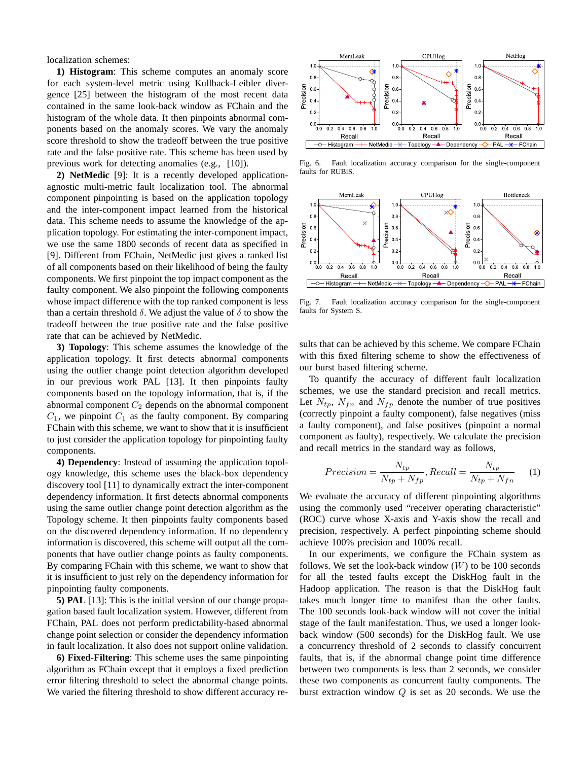localization schemes:

**1) Histogram**: This scheme computes an anomaly score for each system-level metric using Kullback-Leibler divergence [25] between the histogram of the most recent data contained in the same look-back window as FChain and the histogram of the whole data. It then pinpoints abnormal components based on the anomaly scores. We vary the anomaly score threshold to show the tradeoff between the true positive rate and the false positive rate. This scheme has been used by previous work for detecting anomalies (e.g., [10]).

**2) NetMedic** [9]: It is a recently developed application-agnostic multi-metric fault localization tool. The abnormal component pinpointing is based on the application topology and the inter-component impact learned from the historical data. This scheme needs to assume the knowledge of the application topology. For estimating the inter-component impact, we use the same 1800 seconds of recent data as specified in [9]. Different from FChain, NetMedic just gives a ranked list of all components based on their likelihood of being the faulty components. We first pinpoint the top impact component as the faulty component. We also pinpoint the following components whose impact difference with the top ranked component is less than a certain threshold $\delta$. We adjust the value of $\delta$ to show the tradeoff between the true positive rate and the false positive rate that can be achieved by NetMedic.

**3) Topology**: This scheme assumes the knowledge of the application topology. It first detects abnormal components using the outlier change point detection algorithm developed in our previous work PAL [13]. It then pinpoints faulty components based on the topology information, that is, if the abnormal component $C_2$ depends on the abnormal component $C_1$, we pinpoint $C_1$ as the faulty component. By comparing FChain with this scheme, we want to show that it is insufficient to just consider the application topology for pinpointing faulty components.

**4) Dependency**: Instead of assuming the application topology knowledge, this scheme uses the black-box dependency discovery tool [11] to dynamically extract the inter-component dependency information. It first detects abnormal components using the same outlier change point detection algorithm as the Topology scheme. It then pinpoints faulty components based on the discovered dependency information. If no dependency information is discovered, this scheme will output all the components that have outlier change points as faulty components. By comparing FChain with this scheme, we want to show that it is insufficient to just rely on the dependency information for pinpointing faulty components.

**5) PAL** [13]: This is the initial version of our change propagation based fault localization system. However, different from FChain, PAL does not perform predictability-based abnormal change point selection or consider the dependency information in fault localization. It also does not support online validation.

**6) Fixed-Filtering**: This scheme uses the same pinpointing algorithm as FChain except that it employs a fixed prediction error filtering threshold to select the abnormal change points. We varied the filtering threshold to show different accuracy results that can be achieved by this scheme. We compare FChain with this fixed filtering scheme to show the effectiveness of our burst based filtering scheme.

MemLeak
CPUHog
NetHog
Precision
Recall
0.0 0.2 0.4 0.6 0.8 1.0
Histogram NetMedic Topology Dependency PAL FChain

Fig. 6. Fault localization accuracy comparison for the single-component faults for RUBiS.

MemLeak
CPUHog
Bottleneck
Precision
Recall
0.0 0.2 0.4 0.6 0.8 1.0
Histogram NetMedic Topology Dependency PAL FChain

Fig. 7. Fault localization accuracy comparison for the single-component faults for System S.

To quantify the accuracy of different fault localization schemes, we use the standard precision and recall metrics. Let $N_{tp}$, $N_{fn}$ and $N_{fp}$ denote the number of true positives (correctly pinpoint a faulty component), false negatives (miss a faulty component), and false positives (pinpoint a normal component as faulty), respectively. We calculate the precision and recall metrics in the standard way as follows,

$$Precision = \frac{N_{tp}}{N_{tp} + N_{fp}}, Recall = \frac{N_{tp}}{N_{tp} + N_{fn}} \quad (1)$$

We evaluate the accuracy of different pinpointing algorithms using the commonly used "receiver operating characteristic" (ROC) curve whose X-axis and Y-axis show the recall and precision, respectively. A perfect pinpointing scheme should achieve 100% precision and 100% recall.

In our experiments, we configure the FChain system as follows. We set the look-back window ($W$) to be 100 seconds for all the tested faults except the DiskHog fault in the Hadoop application. The reason is that the DiskHog fault takes much longer time to manifest than the other faults. The 100 seconds look-back window will not cover the initial stage of the fault manifestation. Thus, we used a longer look-back window (500 seconds) for the DiskHog fault. We use a concurrency threshold of 2 seconds to classify concurrent faults, that is, if the abnormal change point time difference between two components is less than 2 seconds, we consider these two components as concurrent faulty components. The burst extraction window $Q$ is set as 20 seconds. We use the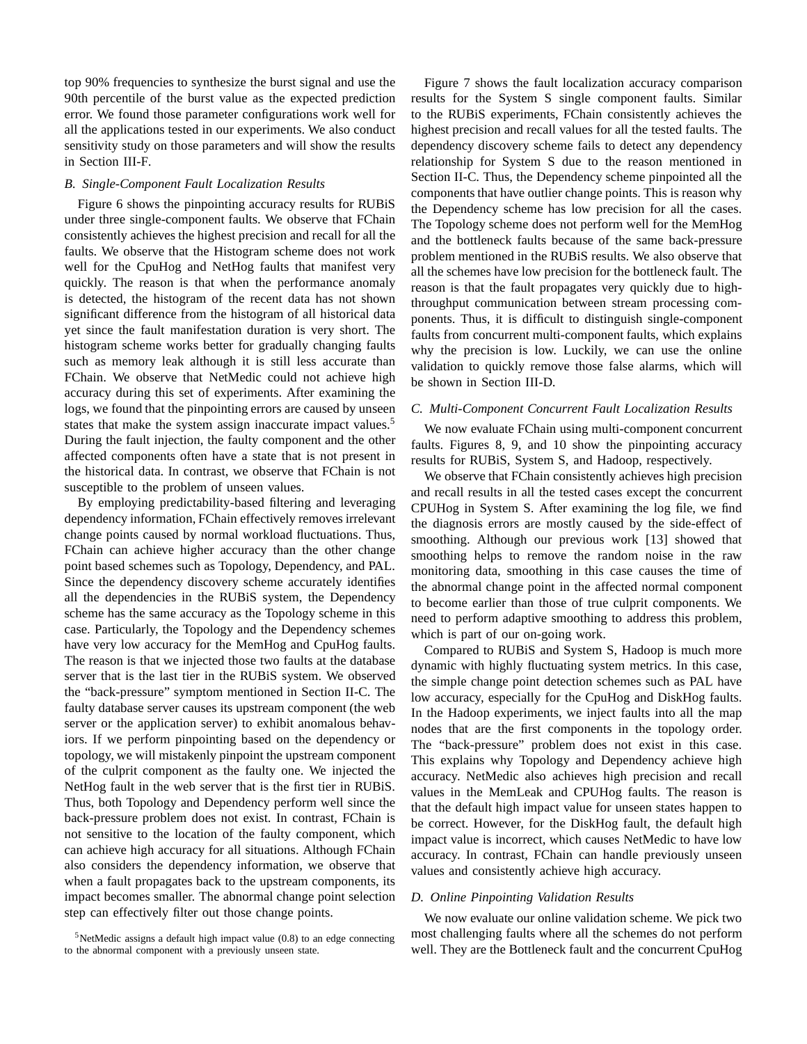top 90% frequencies to synthesize the burst signal and use the 90th percentile of the burst value as the expected prediction error. We found those parameter configurations work well for all the applications tested in our experiments. We also conduct sensitivity study on those parameters and will show the results in Section III-F.

### *B. Single-Component Fault Localization Results*

Figure 6 shows the pinpointing accuracy results for RUBiS under three single-component faults. We observe that FChain consistently achieves the highest precision and recall for all the faults. We observe that the Histogram scheme does not work well for the CpuHog and NetHog faults that manifest very quickly. The reason is that when the performance anomaly is detected, the histogram of the recent data has not shown significant difference from the histogram of all historical data yet since the fault manifestation duration is very short. The histogram scheme works better for gradually changing faults such as memory leak although it is still less accurate than FChain. We observe that NetMedic could not achieve high accuracy during this set of experiments. After examining the logs, we found that the pinpointing errors are caused by unseen states that make the system assign inaccurate impact values.[5] During the fault injection, the faulty component and the other affected components often have a state that is not present in the historical data. In contrast, we observe that FChain is not susceptible to the problem of unseen values.

By employing predictability-based filtering and leveraging dependency information, FChain effectively removes irrelevant change points caused by normal workload fluctuations. Thus, FChain can achieve higher accuracy than the other change point based schemes such as Topology, Dependency, and PAL. Since the dependency discovery scheme accurately identifies all the dependencies in the RUBiS system, the Dependency scheme has the same accuracy as the Topology scheme in this case. Particularly, the Topology and the Dependency schemes have very low accuracy for the MemHog and CpuHog faults. The reason is that we injected those two faults at the database server that is the last tier in the RUBiS system. We observed the "back-pressure" symptom mentioned in Section II-C. The faulty database server causes its upstream component (the web server or the application server) to exhibit anomalous behaviors. If we perform pinpointing based on the dependency or topology, we will mistakenly pinpoint the upstream component of the culprit component as the faulty one. We injected the NetHog fault in the web server that is the first tier in RUBiS. Thus, both Topology and Dependency perform well since the back-pressure problem does not exist. In contrast, FChain is not sensitive to the location of the faulty component, which can achieve high accuracy for all situations. Although FChain also considers the dependency information, we observe that when a fault propagates back to the upstream components, its impact becomes smaller. The abnormal change point selection step can effectively filter out those change points.

[5]NetMedic assigns a default high impact value (0.8) to an edge connecting to the abnormal component with a previously unseen state.

Figure 7 shows the fault localization accuracy comparison results for the System S single component faults. Similar to the RUBiS experiments, FChain consistently achieves the highest precision and recall values for all the tested faults. The dependency discovery scheme fails to detect any dependency relationship for System S due to the reason mentioned in Section II-C. Thus, the Dependency scheme pinpointed all the components that have outlier change points. This is reason why the Dependency scheme has low precision for all the cases. The Topology scheme does not perform well for the MemHog and the bottleneck faults because of the same back-pressure problem mentioned in the RUBiS results. We also observe that all the schemes have low precision for the bottleneck fault. The reason is that the fault propagates very quickly due to high-throughput communication between stream processing components. Thus, it is difficult to distinguish single-component faults from concurrent multi-component faults, which explains why the precision is low. Luckily, we can use the online validation to quickly remove those false alarms, which will be shown in Section III-D.

### *C. Multi-Component Concurrent Fault Localization Results*

We now evaluate FChain using multi-component concurrent faults. Figures 8, 9, and 10 show the pinpointing accuracy results for RUBiS, System S, and Hadoop, respectively.

We observe that FChain consistently achieves high precision and recall results in all the tested cases except the concurrent CPUHog in System S. After examining the log file, we find the diagnosis errors are mostly caused by the side-effect of smoothing. Although our previous work [13] showed that smoothing helps to remove the random noise in the raw monitoring data, smoothing in this case causes the time of the abnormal change point in the affected normal component to become earlier than those of true culprit components. We need to perform adaptive smoothing to address this problem, which is part of our on-going work.

Compared to RUBiS and System S, Hadoop is much more dynamic with highly fluctuating system metrics. In this case, the simple change point detection schemes such as PAL have low accuracy, especially for the CpuHog and DiskHog faults. In the Hadoop experiments, we inject faults into all the map nodes that are the first components in the topology order. The "back-pressure" problem does not exist in this case. This explains why Topology and Dependency achieve high accuracy. NetMedic also achieves high precision and recall values in the MemLeak and CPUHog faults. The reason is that the default high impact value for unseen states happen to be correct. However, for the DiskHog fault, the default high impact value is incorrect, which causes NetMedic to have low accuracy. In contrast, FChain can handle previously unseen values and consistently achieve high accuracy.

### *D. Online Pinpointing Validation Results*

We now evaluate our online validation scheme. We pick two most challenging faults where all the schemes do not perform well. They are the Bottleneck fault and the concurrent CpuHog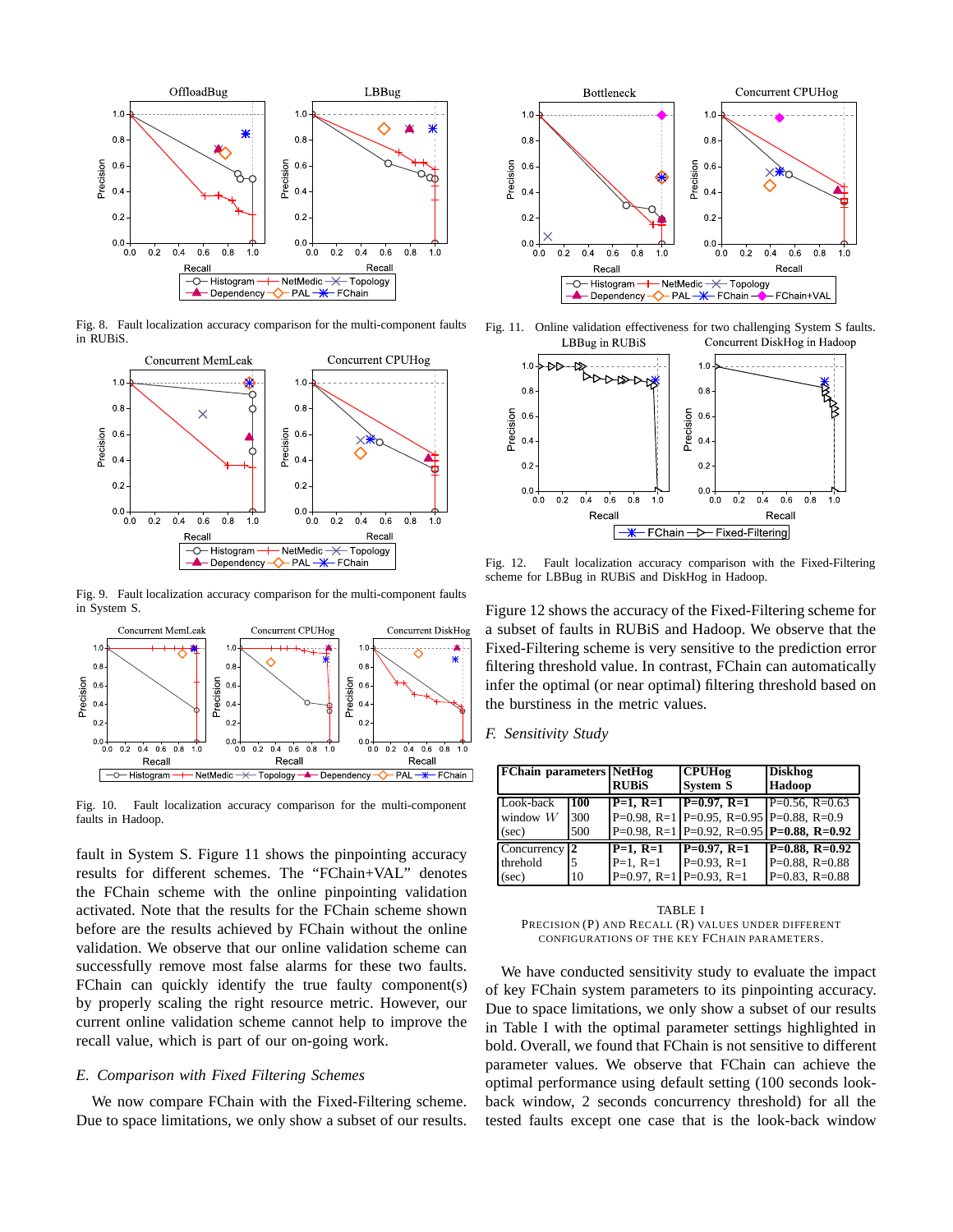OffloadBug
LBBug
Precision
Recall
Histogram NetMedic Topology
Dependency PAL FChain

Fig. 8. Fault localization accuracy comparison for the multi-component faults in RUBiS.

Concurrent MemLeak
Concurrent CPUHog
Precision
Recall
Histogram NetMedic Topology
Dependency PAL FChain

Fig. 9. Fault localization accuracy comparison for the multi-component faults in System S.

Concurrent MemLeak
Concurrent CPUHog
Concurrent DiskHog
Precision
Recall
Histogram NetMedic Topology Dependency PAL FChain

Fig. 10. Fault localization accuracy comparison for the multi-component faults in Hadoop.

fault in System S. Figure 11 shows the pinpointing accuracy results for different schemes. The "FChain+VAL" denotes the FChain scheme with the online pinpointing validation activated. Note that the results for the FChain scheme shown before are the results achieved by FChain without the online validation. We observe that our online validation scheme can successfully remove most false alarms for these two faults. FChain can quickly identify the true faulty component(s) by properly scaling the right resource metric. However, our current online validation scheme cannot help to improve the recall value, which is part of our on-going work.

### *E. Comparison with Fixed Filtering Schemes*

We now compare FChain with the Fixed-Filtering scheme. Due to space limitations, we only show a subset of our results.

Bottleneck
Concurrent CPUHog
Precision
Recall
Histogram NetMedic Topology
Dependency PAL FChain FChain+VAL

Fig. 11. Online validation effectiveness for two challenging System S faults.

LBBug in RUBiS
Concurrent DiskHog in Hadoop
Precision
Recall
FChain Fixed-Filtering

Fig. 12. Fault localization accuracy comparison with the Fixed-Filtering scheme for LBBug in RUBiS and DiskHog in Hadoop.

Figure 12 shows the accuracy of the Fixed-Filtering scheme for a subset of faults in RUBiS and Hadoop. We observe that the Fixed-Filtering scheme is very sensitive to the prediction error filtering threshold value. In contrast, FChain can automatically infer the optimal (or near optimal) filtering threshold based on the burstiness in the metric values.

### *F. Sensitivity Study*

| **FChain parameters** | | **NetHog RUBiS** | **CPUHog System S** | **Diskhog Hadoop** |
|---|---|---|---|---|
| Look-back window $W$ (sec) | **100** | **P=1, R=1** | **P=0.97, R=1** | P=0.56, R=0.63 |
| | 300 | P=0.98, R=1 | P=0.95, R=0.95 | P=0.88, R=0.9 |
| | 500 | P=0.98, R=1 | P=0.92, R=0.95 | **P=0.88, R=0.92** |
| Concurrency threhold (sec) | **2** | **P=1, R=1** | **P=0.97, R=1** | **P=0.88, R=0.92** |
| | 5 | P=1, R=1 | P=0.93, R=1 | P=0.88, R=0.88 |
| | 10 | P=0.97, R=1 | P=0.93, R=1 | P=0.83, R=0.88 |

TABLE I
PRECISION (P) AND RECALL (R) VALUES UNDER DIFFERENT CONFIGURATIONS OF THE KEY FCHAIN PARAMETERS.

We have conducted sensitivity study to evaluate the impact of key FChain system parameters to its pinpointing accuracy. Due to space limitations, we only show a subset of our results in Table I with the optimal parameter settings highlighted in bold. Overall, we found that FChain is not sensitive to different parameter values. We observe that FChain can achieve the optimal performance using default setting (100 seconds look-back window, 2 seconds concurrency threshold) for all the tested faults except one case that is the look-back window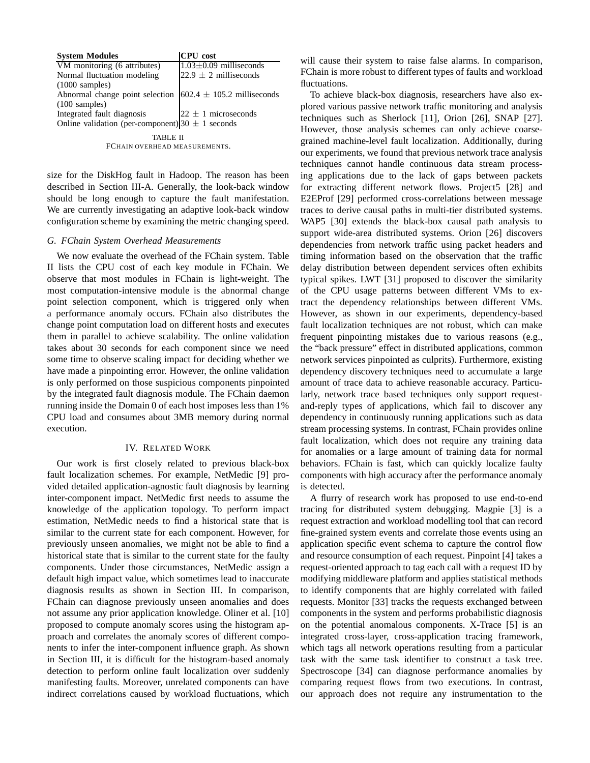| System Modules | CPU cost |
|---|---|
| VM monitoring (6 attributes) | 1.03±0.09 milliseconds |
| Normal fluctuation modeling (1000 samples) | 22.9 ± 2 milliseconds |
| Abnormal change point selection (100 samples) | 602.4 ± 105.2 milliseconds |
| Integrated fault diagnosis | 22 ± 1 microseconds |
| Online validation (per-component) | 30 ± 1 seconds |

TABLE II
FCHAIN OVERHEAD MEASUREMENTS.

size for the DiskHog fault in Hadoop. The reason has been described in Section III-A. Generally, the look-back window should be long enough to capture the fault manifestation. We are currently investigating an adaptive look-back window configuration scheme by examining the metric changing speed.

### G. FChain System Overhead Measurements

We now evaluate the overhead of the FChain system. Table II lists the CPU cost of each key module in FChain. We observe that most modules in FChain is light-weight. The most computation-intensive module is the abnormal change point selection component, which is triggered only when a performance anomaly occurs. FChain also distributes the change point computation load on different hosts and executes them in parallel to achieve scalability. The online validation takes about 30 seconds for each component since we need some time to observe scaling impact for deciding whether we have made a pinpointing error. However, the online validation is only performed on those suspicious components pinpointed by the integrated fault diagnosis module. The FChain daemon running inside the Domain 0 of each host imposes less than 1% CPU load and consumes about 3MB memory during normal execution.

## IV. Related Work

Our work is first closely related to previous black-box fault localization schemes. For example, NetMedic [9] provided detailed application-agnostic fault diagnosis by learning inter-component impact. NetMedic first needs to assume the knowledge of the application topology. To perform impact estimation, NetMedic needs to find a historical state that is similar to the current state for each component. However, for previously unseen anomalies, we might not be able to find a historical state that is similar to the current state for the faulty components. Under those circumstances, NetMedic assign a default high impact value, which sometimes lead to inaccurate diagnosis results as shown in Section III. In comparison, FChain can diagnose previously unseen anomalies and does not assume any prior application knowledge. Oliner et al. [10] proposed to compute anomaly scores using the histogram approach and correlates the anomaly scores of different components to infer the inter-component influence graph. As shown in Section III, it is difficult for the histogram-based anomaly detection to perform online fault localization over suddenly manifesting faults. Moreover, unrelated components can have indirect correlations caused by workload fluctuations, which will cause their system to raise false alarms. In comparison, FChain is more robust to different types of faults and workload fluctuations.

To achieve black-box diagnosis, researchers have also explored various passive network traffic monitoring and analysis techniques such as Sherlock [11], Orion [26], SNAP [27]. However, those analysis schemes can only achieve coarse-grained machine-level fault localization. Additionally, during our experiments, we found that previous network trace analysis techniques cannot handle continuous data stream processing applications due to the lack of gaps between packets for extracting different network flows. Project5 [28] and E2EProf [29] performed cross-correlations between message traces to derive causal paths in multi-tier distributed systems. WAP5 [30] extends the black-box causal path analysis to support wide-area distributed systems. Orion [26] discovers dependencies from network traffic using packet headers and timing information based on the observation that the traffic delay distribution between dependent services often exhibits typical spikes. LWT [31] proposed to discover the similarity of the CPU usage patterns between different VMs to extract the dependency relationships between different VMs. However, as shown in our experiments, dependency-based fault localization techniques are not robust, which can make frequent pinpointing mistakes due to various reasons (e.g., the "back pressure" effect in distributed applications, common network services pinpointed as culprits). Furthermore, existing dependency discovery techniques need to accumulate a large amount of trace data to achieve reasonable accuracy. Particularly, network trace based techniques only support request-and-reply types of applications, which fail to discover any dependency in continuously running applications such as data stream processing systems. In contrast, FChain provides online fault localization, which does not require any training data for anomalies or a large amount of training data for normal behaviors. FChain is fast, which can quickly localize faulty components with high accuracy after the performance anomaly is detected.

A flurry of research work has proposed to use end-to-end tracing for distributed system debugging. Magpie [3] is a request extraction and workload modelling tool that can record fine-grained system events and correlate those events using an application specific event schema to capture the control flow and resource consumption of each request. Pinpoint [4] takes a request-oriented approach to tag each call with a request ID by modifying middleware platform and applies statistical methods to identify components that are highly correlated with failed requests. Monitor [33] tracks the requests exchanged between components in the system and performs probabilistic diagnosis on the potential anomalous components. X-Trace [5] is an integrated cross-layer, cross-application tracing framework, which tags all network operations resulting from a particular task with the same task identifier to construct a task tree. Spectroscope [34] can diagnose performance anomalies by comparing request flows from two executions. In contrast, our approach does not require any instrumentation to the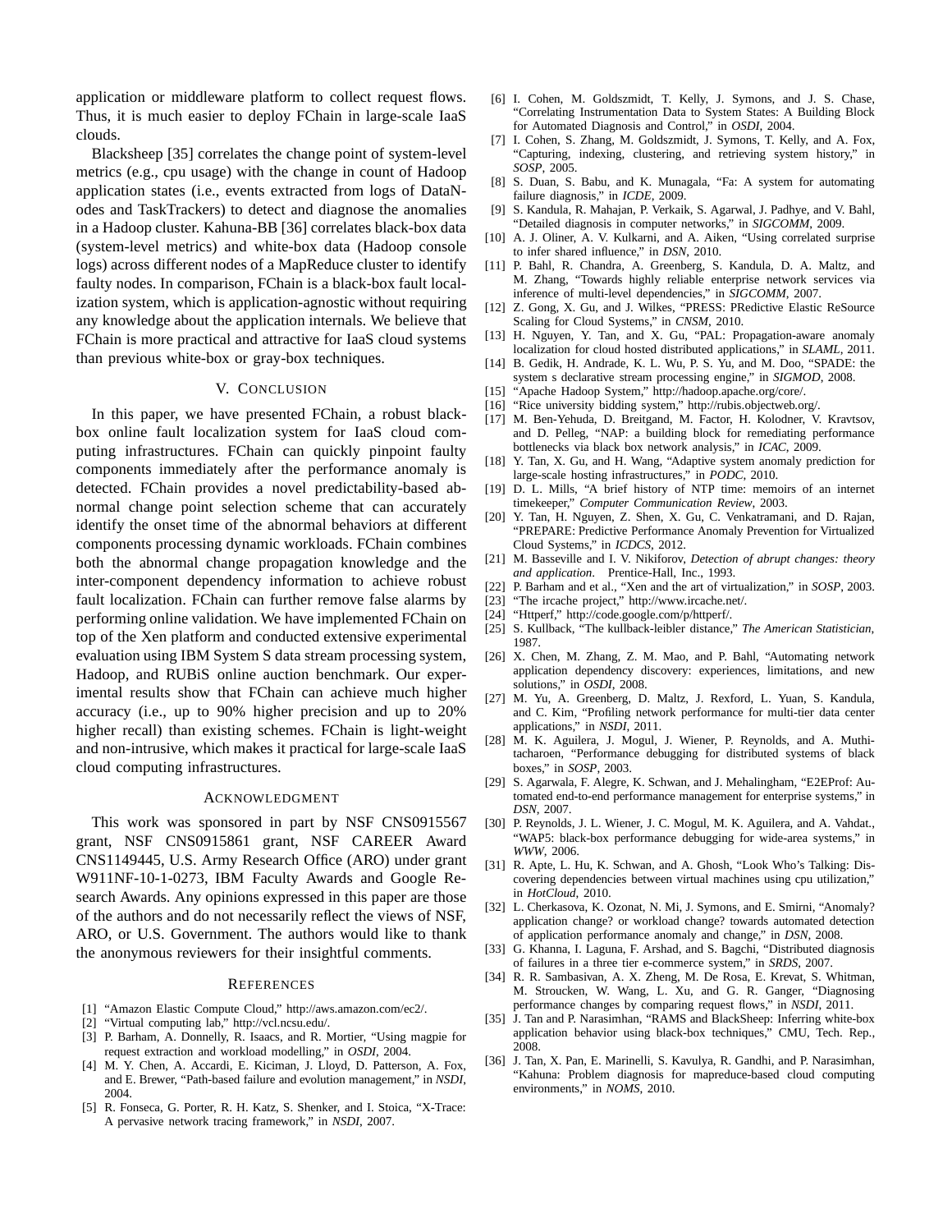application or middleware platform to collect request flows. Thus, it is much easier to deploy FChain in large-scale IaaS clouds.

Blacksheep [35] correlates the change point of system-level metrics (e.g., cpu usage) with the change in count of Hadoop application states (i.e., events extracted from logs of DataNodes and TaskTrackers) to detect and diagnose the anomalies in a Hadoop cluster. Kahuna-BB [36] correlates black-box data (system-level metrics) and white-box data (Hadoop console logs) across different nodes of a MapReduce cluster to identify faulty nodes. In comparison, FChain is a black-box fault localization system, which is application-agnostic without requiring any knowledge about the application internals. We believe that FChain is more practical and attractive for IaaS cloud systems than previous white-box or gray-box techniques.

## V. Conclusion

In this paper, we have presented FChain, a robust black-box online fault localization system for IaaS cloud computing infrastructures. FChain can quickly pinpoint faulty components immediately after the performance anomaly is detected. FChain provides a novel predictability-based abnormal change point selection scheme that can accurately identify the onset time of the abnormal behaviors at different components processing dynamic workloads. FChain combines both the abnormal change propagation knowledge and the inter-component dependency information to achieve robust fault localization. FChain can further remove false alarms by performing online validation. We have implemented FChain on top of the Xen platform and conducted extensive experimental evaluation using IBM System S data stream processing system, Hadoop, and RUBiS online auction benchmark. Our experimental results show that FChain can achieve much higher accuracy (i.e., up to 90% higher precision and up to 20% higher recall) than existing schemes. FChain is light-weight and non-intrusive, which makes it practical for large-scale IaaS cloud computing infrastructures.

## Acknowledgment

This work was sponsored in part by NSF CNS0915567 grant, NSF CNS0915861 grant, NSF CAREER Award CNS1149445, U.S. Army Research Office (ARO) under grant W911NF-10-1-0273, IBM Faculty Awards and Google Research Awards. Any opinions expressed in this paper are those of the authors and do not necessarily reflect the views of NSF, ARO, or U.S. Government. The authors would like to thank the anonymous reviewers for their insightful comments.

## References

[1] "Amazon Elastic Compute Cloud," http://aws.amazon.com/ec2/.

[2] "Virtual computing lab," http://vcl.ncsu.edu/.

[3] P. Barham, A. Donnelly, R. Isaacs, and R. Mortier, "Using magpie for request extraction and workload modelling," in *OSDI*, 2004.

[4] M. Y. Chen, A. Accardi, E. Kiciman, J. Lloyd, D. Patterson, A. Fox, and E. Brewer, "Path-based failure and evolution management," in *NSDI*, 2004.

[5] R. Fonseca, G. Porter, R. H. Katz, S. Shenker, and I. Stoica, "X-Trace: A pervasive network tracing framework," in *NSDI*, 2007.

[6] I. Cohen, M. Goldszmidt, T. Kelly, J. Symons, and J. S. Chase, "Correlating Instrumentation Data to System States: A Building Block for Automated Diagnosis and Control," in *OSDI*, 2004.

[7] I. Cohen, S. Zhang, M. Goldszmidt, J. Symons, T. Kelly, and A. Fox, "Capturing, indexing, clustering, and retrieving system history," in *SOSP*, 2005.

[8] S. Duan, S. Babu, and K. Munagala, "Fa: A system for automating failure diagnosis," in *ICDE*, 2009.

[9] S. Kandula, R. Mahajan, P. Verkaik, S. Agarwal, J. Padhye, and V. Bahl, "Detailed diagnosis in computer networks," in *SIGCOMM*, 2009.

[10] A. J. Oliner, A. V. Kulkarni, and A. Aiken, "Using correlated surprise to infer shared influence," in *DSN*, 2010.

[11] P. Bahl, R. Chandra, A. Greenberg, S. Kandula, D. A. Maltz, and M. Zhang, "Towards highly reliable enterprise network services via inference of multi-level dependencies," in *SIGCOMM*, 2007.

[12] Z. Gong, X. Gu, and J. Wilkes, "PRESS: PRedictive Elastic ReSource Scaling for Cloud Systems," in *CNSM*, 2010.

[13] H. Nguyen, Y. Tan, and X. Gu, "PAL: Propagation-aware anomaly localization for cloud hosted distributed applications," in *SLAML*, 2011.

[14] B. Gedik, H. Andrade, K. L. Wu, P. S. Yu, and M. Doo, "SPADE: the system s declarative stream processing engine," in *SIGMOD*, 2008.

[15] "Apache Hadoop System," http://hadoop.apache.org/core/.

[16] "Rice university bidding system," http://rubis.objectweb.org/.

[17] M. Ben-Yehuda, D. Breitgand, M. Factor, H. Kolodner, V. Kravtsov, and D. Pelleg, "NAP: a building block for remediating performance bottlenecks via black box network analysis," in *ICAC*, 2009.

[18] Y. Tan, X. Gu, and H. Wang, "Adaptive system anomaly prediction for large-scale hosting infrastructures," in *PODC*, 2010.

[19] D. L. Mills, "A brief history of NTP time: memoirs of an internet timekeeper," *Computer Communication Review*, 2003.

[20] Y. Tan, H. Nguyen, Z. Shen, X. Gu, C. Venkatramani, and D. Rajan, "PREPARE: Predictive Performance Anomaly Prevention for Virtualized Cloud Systems," in *ICDCS*, 2012.

[21] M. Basseville and I. V. Nikiforov, *Detection of abrupt changes: theory and application*. Prentice-Hall, Inc., 1993.

[22] P. Barham and et al., "Xen and the art of virtualization," in *SOSP*, 2003.

[23] "The ircache project," http://www.ircache.net/.

[24] "Httperf," http://code.google.com/p/httperf/.

[25] S. Kullback, "The kullback-leibler distance," *The American Statistician*, 1987.

[26] X. Chen, M. Zhang, Z. M. Mao, and P. Bahl, "Automating network application dependency discovery: experiences, limitations, and new solutions," in *OSDI*, 2008.

[27] M. Yu, A. Greenberg, D. Maltz, J. Rexford, L. Yuan, S. Kandula, and C. Kim, "Profiling network performance for multi-tier data center applications," in *NSDI*, 2011.

[28] M. K. Aguilera, J. Mogul, J. Wiener, P. Reynolds, and A. Muthitacharoen, "Performance debugging for distributed systems of black boxes," in *SOSP*, 2003.

[29] S. Agarwala, F. Alegre, K. Schwan, and J. Mehalingham, "E2EProf: Automated end-to-end performance management for enterprise systems," in *DSN*, 2007.

[30] P. Reynolds, J. L. Wiener, J. C. Mogul, M. K. Aguilera, and A. Vahdat., "WAP5: black-box performance debugging for wide-area systems," in *WWW*, 2006.

[31] R. Apte, L. Hu, K. Schwan, and A. Ghosh, "Look Who's Talking: Discovering dependencies between virtual machines using cpu utilization," in *HotCloud*, 2010.

[32] L. Cherkasova, K. Ozonat, N. Mi, J. Symons, and E. Smirni, "Anomaly? application change? or workload change? towards automated detection of application performance anomaly and change," in *DSN*, 2008.

[33] G. Khanna, I. Laguna, F. Arshad, and S. Bagchi, "Distributed diagnosis of failures in a three tier e-commerce system," in *SRDS*, 2007.

[34] R. R. Sambasivan, A. X. Zheng, M. De Rosa, E. Krevat, S. Whitman, M. Stroucken, W. Wang, L. Xu, and G. R. Ganger, "Diagnosing performance changes by comparing request flows," in *NSDI*, 2011.

[35] J. Tan and P. Narasimhan, "RAMS and BlackSheep: Inferring white-box application behavior using black-box techniques," CMU, Tech. Rep., 2008.

[36] J. Tan, X. Pan, E. Marinelli, S. Kavulya, R. Gandhi, and P. Narasimhan, "Kahuna: Problem diagnosis for mapreduce-based cloud computing environments," in *NOMS*, 2010.